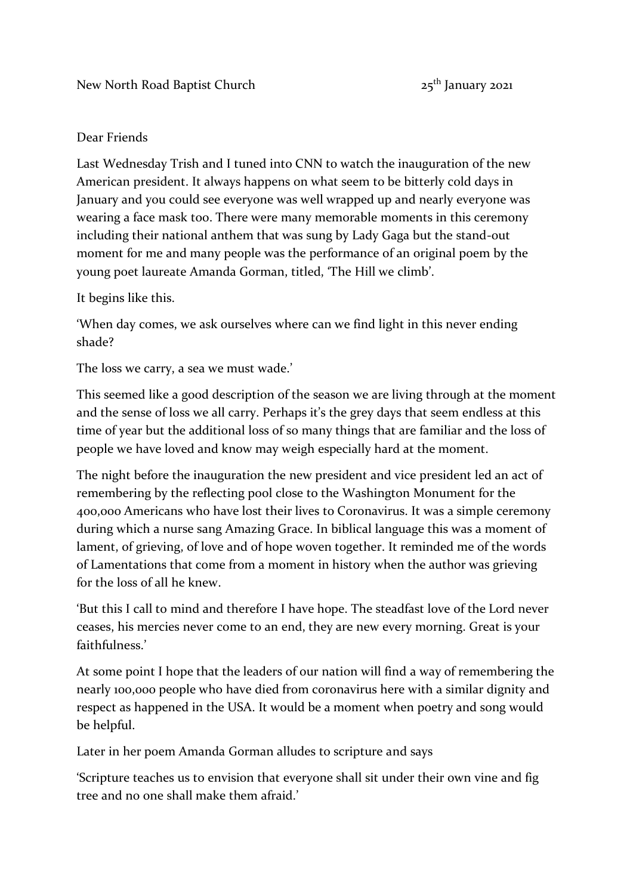New North Road Baptist Church 25th January 2021

Dear Friends

Last Wednesday Trish and I tuned into CNN to watch the inauguration of the new American president. It always happens on what seem to be bitterly cold days in January and you could see everyone was well wrapped up and nearly everyone was wearing a face mask too. There were many memorable moments in this ceremony including their national anthem that was sung by Lady Gaga but the stand-out moment for me and many people was the performance of an original poem by the young poet laureate Amanda Gorman, titled, 'The Hill we climb'.

It begins like this.

'When day comes, we ask ourselves where can we find light in this never ending shade?

The loss we carry, a sea we must wade.'

This seemed like a good description of the season we are living through at the moment and the sense of loss we all carry. Perhaps it's the grey days that seem endless at this time of year but the additional loss of so many things that are familiar and the loss of people we have loved and know may weigh especially hard at the moment.

The night before the inauguration the new president and vice president led an act of remembering by the reflecting pool close to the Washington Monument for the 400,000 Americans who have lost their lives to Coronavirus. It was a simple ceremony during which a nurse sang Amazing Grace. In biblical language this was a moment of lament, of grieving, of love and of hope woven together. It reminded me of the words of Lamentations that come from a moment in history when the author was grieving for the loss of all he knew.

'But this I call to mind and therefore I have hope. The steadfast love of the Lord never ceases, his mercies never come to an end, they are new every morning. Great is your faithfulness.'

At some point I hope that the leaders of our nation will find a way of remembering the nearly 100,000 people who have died from coronavirus here with a similar dignity and respect as happened in the USA. It would be a moment when poetry and song would be helpful.

Later in her poem Amanda Gorman alludes to scripture and says

'Scripture teaches us to envision that everyone shall sit under their own vine and fig tree and no one shall make them afraid.'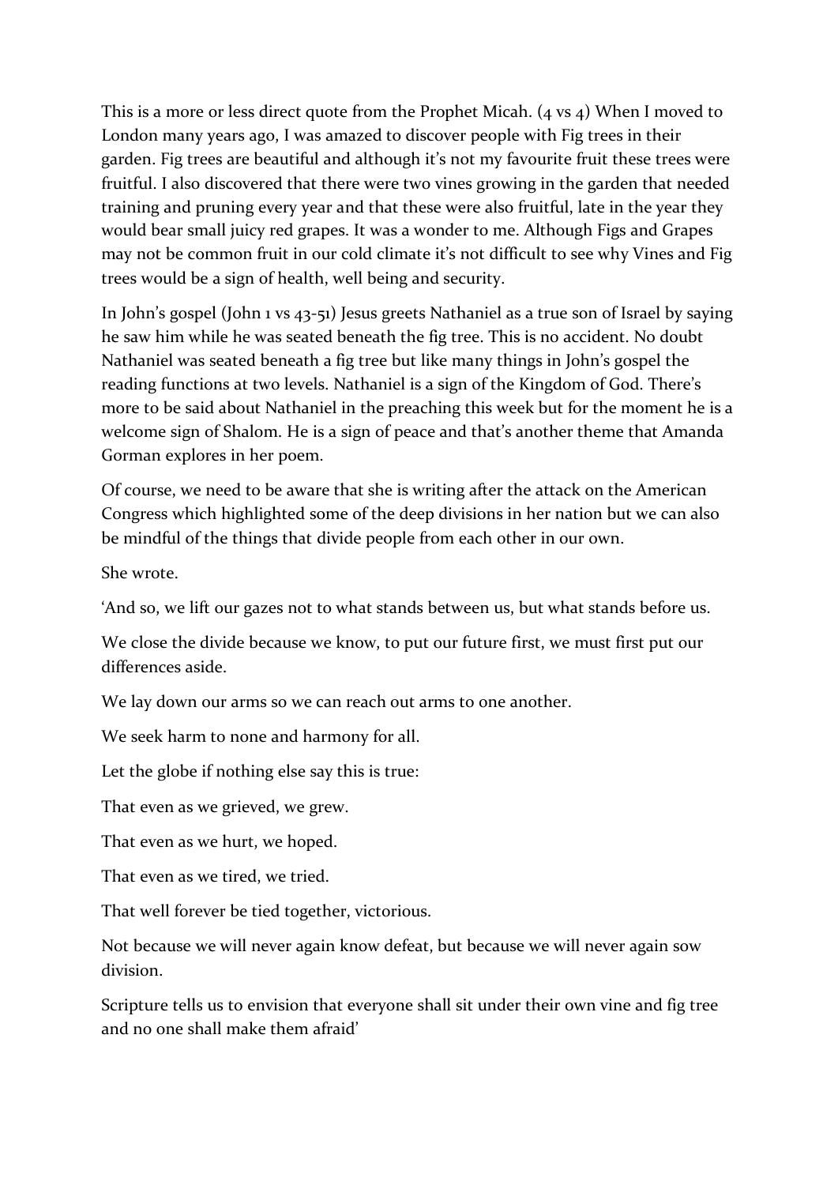This is a more or less direct quote from the Prophet Micah. (4 vs 4) When I moved to London many years ago, I was amazed to discover people with Fig trees in their garden. Fig trees are beautiful and although it's not my favourite fruit these trees were fruitful. I also discovered that there were two vines growing in the garden that needed training and pruning every year and that these were also fruitful, late in the year they would bear small juicy red grapes. It was a wonder to me. Although Figs and Grapes may not be common fruit in our cold climate it's not difficult to see why Vines and Fig trees would be a sign of health, well being and security.

In John's gospel (John 1 vs 43-51) Jesus greets Nathaniel as a true son of Israel by saying he saw him while he was seated beneath the fig tree. This is no accident. No doubt Nathaniel was seated beneath a fig tree but like many things in John's gospel the reading functions at two levels. Nathaniel is a sign of the Kingdom of God. There's more to be said about Nathaniel in the preaching this week but for the moment he is a welcome sign of Shalom. He is a sign of peace and that's another theme that Amanda Gorman explores in her poem.

Of course, we need to be aware that she is writing after the attack on the American Congress which highlighted some of the deep divisions in her nation but we can also be mindful of the things that divide people from each other in our own.

She wrote.

'And so, we lift our gazes not to what stands between us, but what stands before us.

We close the divide because we know, to put our future first, we must first put our differences aside.

We lay down our arms so we can reach out arms to one another.

We seek harm to none and harmony for all.

Let the globe if nothing else say this is true:

That even as we grieved, we grew.

That even as we hurt, we hoped.

That even as we tired, we tried.

That well forever be tied together, victorious.

Not because we will never again know defeat, but because we will never again sow division.

Scripture tells us to envision that everyone shall sit under their own vine and fig tree and no one shall make them afraid'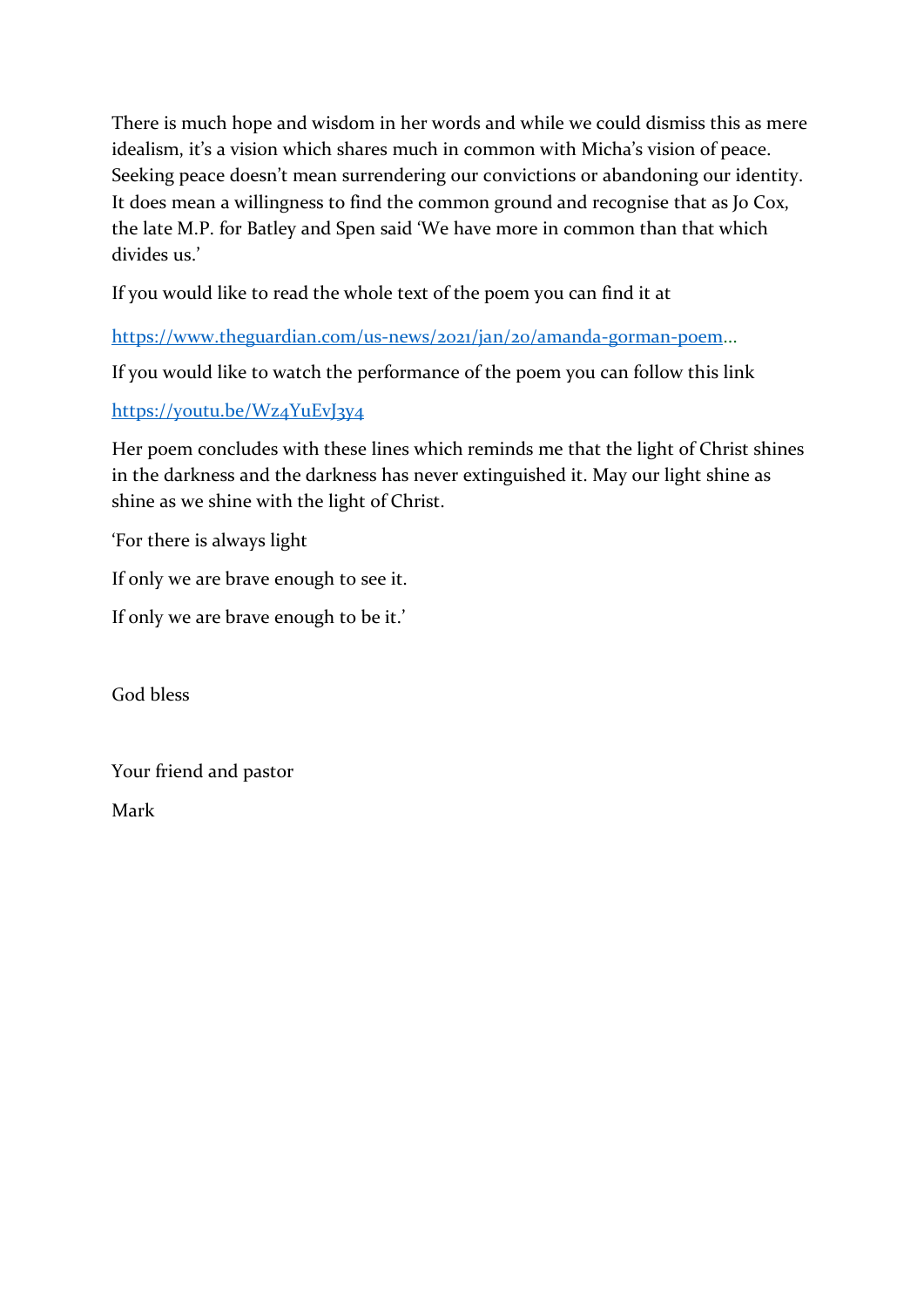There is much hope and wisdom in her words and while we could dismiss this as mere idealism, it's a vision which shares much in common with Micha's vision of peace. Seeking peace doesn't mean surrendering our convictions or abandoning our identity. It does mean a willingness to find the common ground and recognise that as Jo Cox, the late M.P. for Batley and Spen said 'We have more in common than that which divides us.'

If you would like to read the whole text of the poem you can find it at

https://www.theguardian.com/us-news/2021/jan/20/amanda-gorman-poem...

If you would like to watch the performance of the poem you can follow this link

https://youtu.be/Wz4YuEvJ3y4

Her poem concludes with these lines which reminds me that the light of Christ shines in the darkness and the darkness has never extinguished it. May our light shine as shine as we shine with the light of Christ.

'For there is always light

If only we are brave enough to see it.

If only we are brave enough to be it.'

God bless

Your friend and pastor

Mark